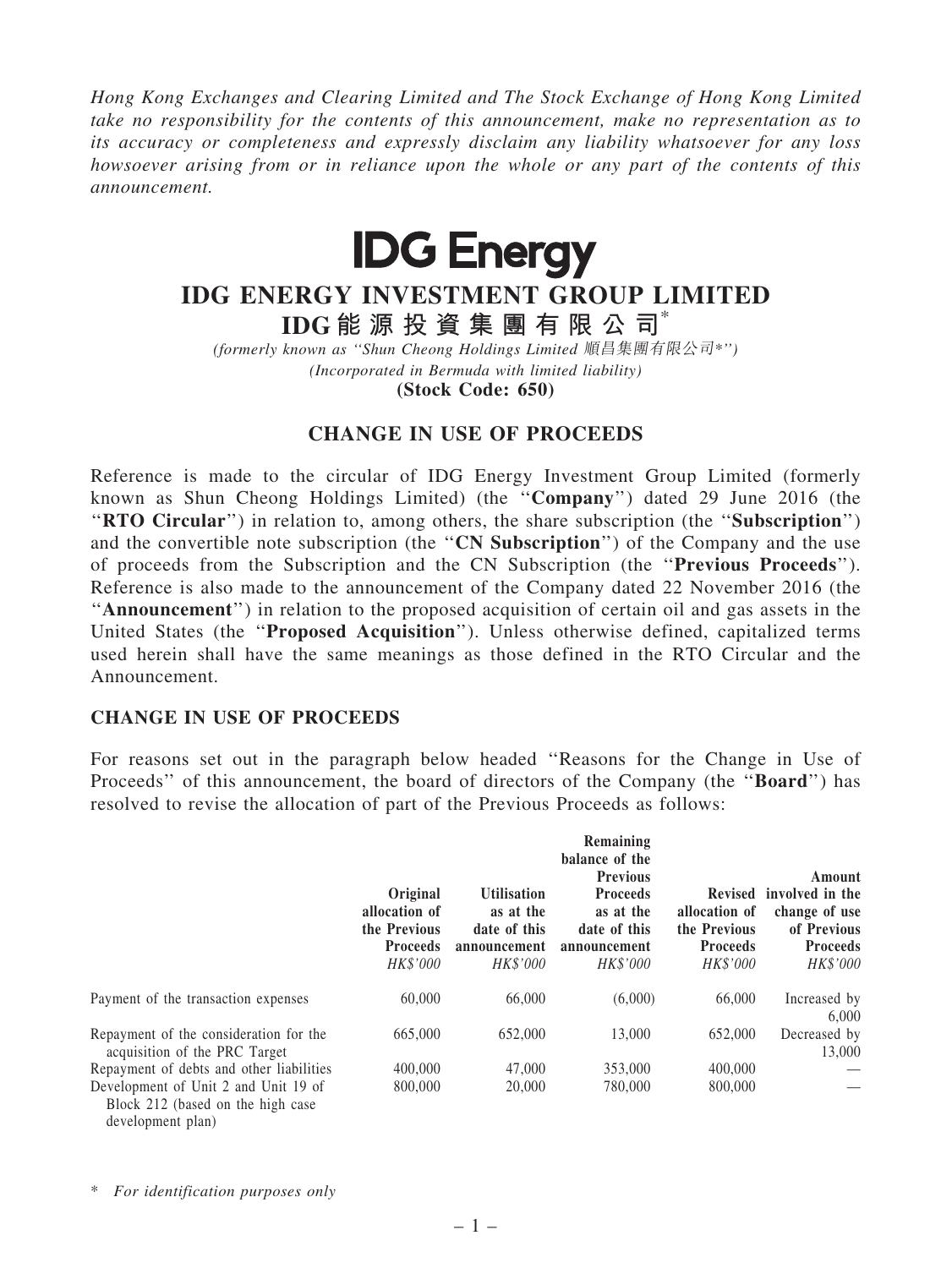*Hong Kong Exchanges and Clearing Limited and The Stock Exchange of Hong Kong Limited take no responsibility for the contents of this announcement, make no representation as to its accuracy or completeness and expressly disclaim any liability whatsoever for any loss howsoever arising from or in reliance upon the whole or any part of the contents of this announcement.*

**IDG Energy**

# IDG ENERGY INVESTMENT GROUP LIMITED

## IDG能源投資集團有限公司*

*(formerly known as "Shun Cheong Holdings Limited 順昌集團有限公司*")*

*(Incorporated in Bermuda with limited liability)*

**(Stock Code: 650)**

## CHANGE IN USE OF PROCEEDS

Reference is made to the circular of IDG Energy Investment Group Limited (formerly known as Shun Cheong Holdings Limited) (the "**Company**") dated 29 June 2016 (the "**RTO Circular**") in relation to, among others, the share subscription (the "**Subscription**") and the convertible note subscription (the "**CN Subscription**") of the Company and the use of proceeds from the Subscription and the CN Subscription (the "**Previous Proceeds**"). Reference is also made to the announcement of the Company dated 22 November 2016 (the "**Announcement**") in relation to the proposed acquisition of certain oil and gas assets in the United States (the "**Proposed Acquisition**"). Unless otherwise defined, capitalized terms used herein shall have the same meanings as those defined in the RTO Circular and the Announcement.

### CHANGE IN USE OF PROCEEDS

For reasons set out in the paragraph below headed "Reasons for the Change in Use of Proceeds" of this announcement, the board of directors of the Company (the "**Board**") has resolved to revise the allocation of part of the Previous Proceeds as follows:

| | Original allocation of the Previous Proceeds *HK$'000* | Utilisation as at the date of this announcement *HK$'000* | Remaining balance of the Previous Proceeds as at the date of this announcement *HK$'000* | Revised allocation of the Previous Proceeds *HK$'000* | Amount involved in the change of use of Previous Proceeds *HK$'000* |
|---|---|---|---|---|---|
| Payment of the transaction expenses | 60,000 | 66,000 | (6,000) | 66,000 | Increased by 6,000 |
| Repayment of the consideration for the acquisition of the PRC Target | 665,000 | 652,000 | 13,000 | 652,000 | Decreased by 13,000 |
| Repayment of debts and other liabilities | 400,000 | 47,000 | 353,000 | 400,000 | — |
| Development of Unit 2 and Unit 19 of Block 212 (based on the high case development plan) | 800,000 | 20,000 | 780,000 | 800,000 | — |

\* *For identification purposes only*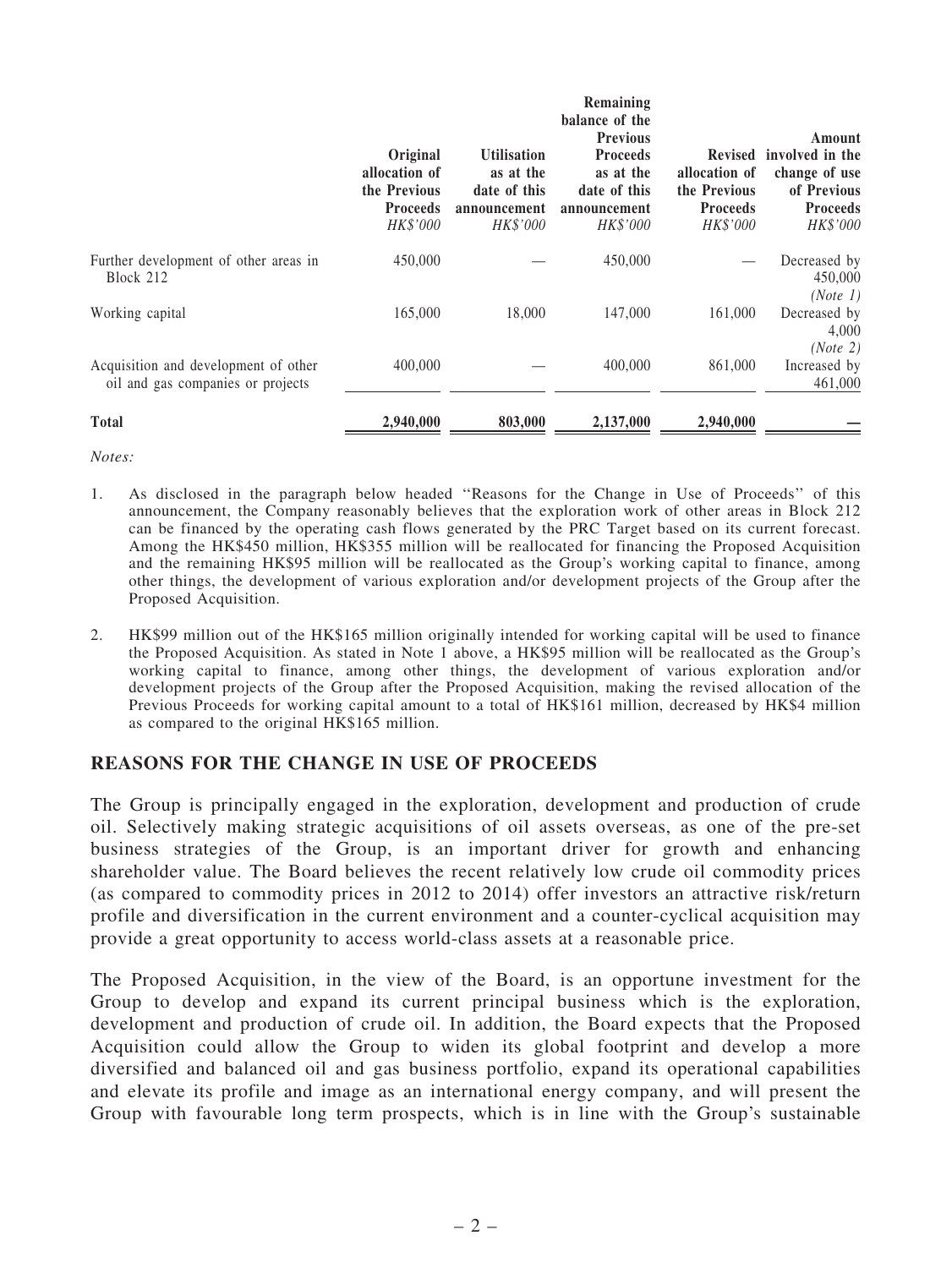| | Original allocation of the Previous Proceeds *HK$'000* | Utilisation as at the date of this announcement *HK$'000* | Remaining balance of the Previous Proceeds as at the date of this announcement *HK$'000* | Revised allocation of the Previous Proceeds *HK$'000* | Amount involved in the change of use of Previous Proceeds *HK$'000* |
|---|---|---|---|---|---|
| Further development of other areas in Block 212 | 450,000 | — | 450,000 | — | Decreased by 450,000 *(Note 1)* |
| Working capital | 165,000 | 18,000 | 147,000 | 161,000 | Decreased by 4,000 *(Note 2)* |
| Acquisition and development of other oil and gas companies or projects | 400,000 | — | 400,000 | 861,000 | Increased by 461,000 |
| **Total** | **2,940,000** | **803,000** | **2,137,000** | **2,940,000** | **—** |

*Notes:*

1. As disclosed in the paragraph below headed "Reasons for the Change in Use of Proceeds" of this announcement, the Company reasonably believes that the exploration work of other areas in Block 212 can be financed by the operating cash flows generated by the PRC Target based on its current forecast. Among the HK$450 million, HK$355 million will be reallocated for financing the Proposed Acquisition and the remaining HK$95 million will be reallocated as the Group's working capital to finance, among other things, the development of various exploration and/or development projects of the Group after the Proposed Acquisition.

2. HK$99 million out of the HK$165 million originally intended for working capital will be used to finance the Proposed Acquisition. As stated in Note 1 above, a HK$95 million will be reallocated as the Group's working capital to finance, among other things, the development of various exploration and/or development projects of the Group after the Proposed Acquisition, making the revised allocation of the Previous Proceeds for working capital amount to a total of HK$161 million, decreased by HK$4 million as compared to the original HK$165 million.

## REASONS FOR THE CHANGE IN USE OF PROCEEDS

The Group is principally engaged in the exploration, development and production of crude oil. Selectively making strategic acquisitions of oil assets overseas, as one of the pre-set business strategies of the Group, is an important driver for growth and enhancing shareholder value. The Board believes the recent relatively low crude oil commodity prices (as compared to commodity prices in 2012 to 2014) offer investors an attractive risk/return profile and diversification in the current environment and a counter-cyclical acquisition may provide a great opportunity to access world-class assets at a reasonable price.

The Proposed Acquisition, in the view of the Board, is an opportune investment for the Group to develop and expand its current principal business which is the exploration, development and production of crude oil. In addition, the Board expects that the Proposed Acquisition could allow the Group to widen its global footprint and develop a more diversified and balanced oil and gas business portfolio, expand its operational capabilities and elevate its profile and image as an international energy company, and will present the Group with favourable long term prospects, which is in line with the Group's sustainable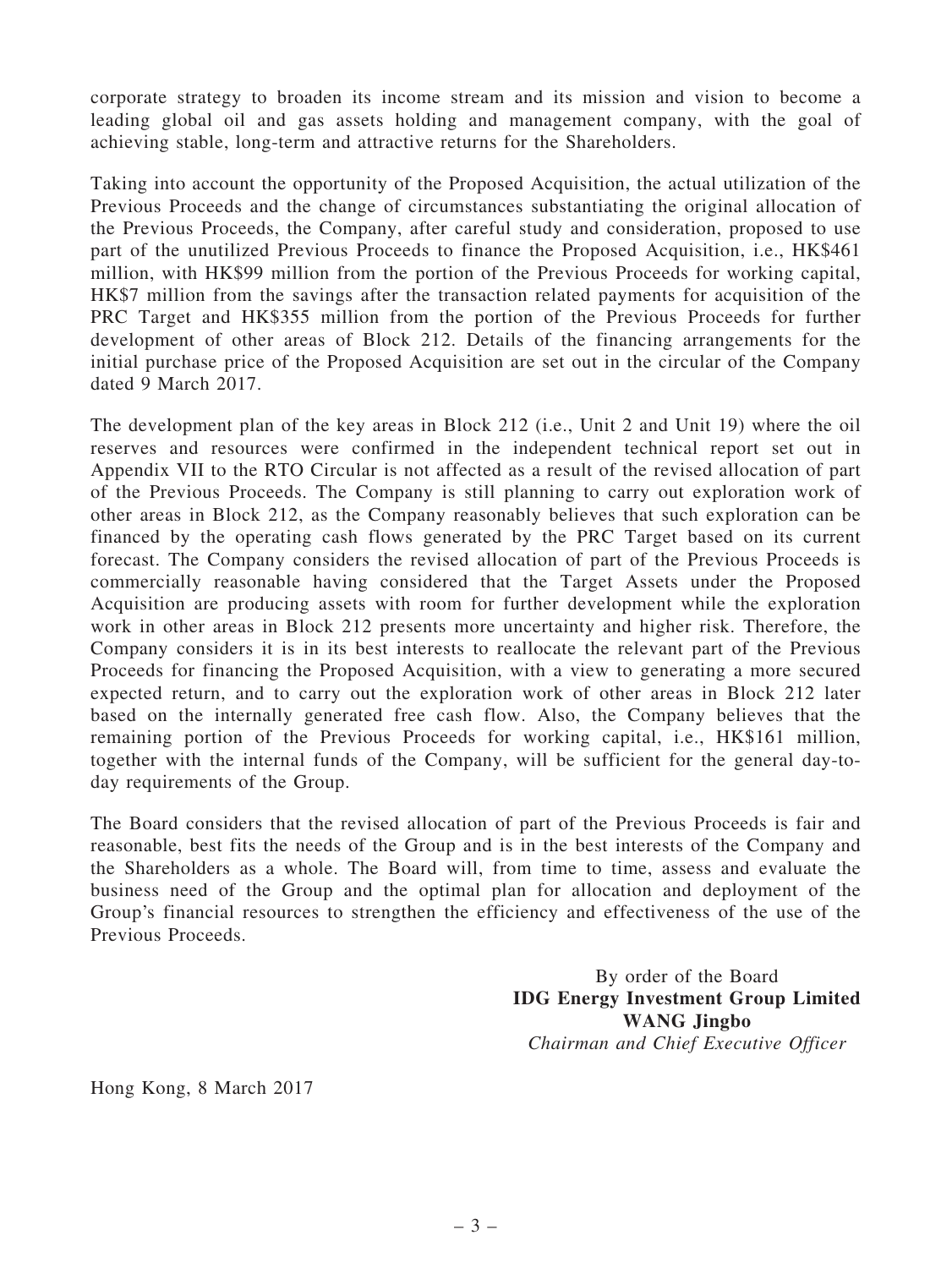corporate strategy to broaden its income stream and its mission and vision to become a leading global oil and gas assets holding and management company, with the goal of achieving stable, long-term and attractive returns for the Shareholders.

Taking into account the opportunity of the Proposed Acquisition, the actual utilization of the Previous Proceeds and the change of circumstances substantiating the original allocation of the Previous Proceeds, the Company, after careful study and consideration, proposed to use part of the unutilized Previous Proceeds to finance the Proposed Acquisition, i.e., HK$461 million, with HK$99 million from the portion of the Previous Proceeds for working capital, HK$7 million from the savings after the transaction related payments for acquisition of the PRC Target and HK$355 million from the portion of the Previous Proceeds for further development of other areas of Block 212. Details of the financing arrangements for the initial purchase price of the Proposed Acquisition are set out in the circular of the Company dated 9 March 2017.

The development plan of the key areas in Block 212 (i.e., Unit 2 and Unit 19) where the oil reserves and resources were confirmed in the independent technical report set out in Appendix VII to the RTO Circular is not affected as a result of the revised allocation of part of the Previous Proceeds. The Company is still planning to carry out exploration work of other areas in Block 212, as the Company reasonably believes that such exploration can be financed by the operating cash flows generated by the PRC Target based on its current forecast. The Company considers the revised allocation of part of the Previous Proceeds is commercially reasonable having considered that the Target Assets under the Proposed Acquisition are producing assets with room for further development while the exploration work in other areas in Block 212 presents more uncertainty and higher risk. Therefore, the Company considers it is in its best interests to reallocate the relevant part of the Previous Proceeds for financing the Proposed Acquisition, with a view to generating a more secured expected return, and to carry out the exploration work of other areas in Block 212 later based on the internally generated free cash flow. Also, the Company believes that the remaining portion of the Previous Proceeds for working capital, i.e., HK$161 million, together with the internal funds of the Company, will be sufficient for the general day-to-day requirements of the Group.

The Board considers that the revised allocation of part of the Previous Proceeds is fair and reasonable, best fits the needs of the Group and is in the best interests of the Company and the Shareholders as a whole. The Board will, from time to time, assess and evaluate the business need of the Group and the optimal plan for allocation and deployment of the Group's financial resources to strengthen the efficiency and effectiveness of the use of the Previous Proceeds.

By order of the Board
**IDG Energy Investment Group Limited**
**WANG Jingbo**
*Chairman and Chief Executive Officer*

Hong Kong, 8 March 2017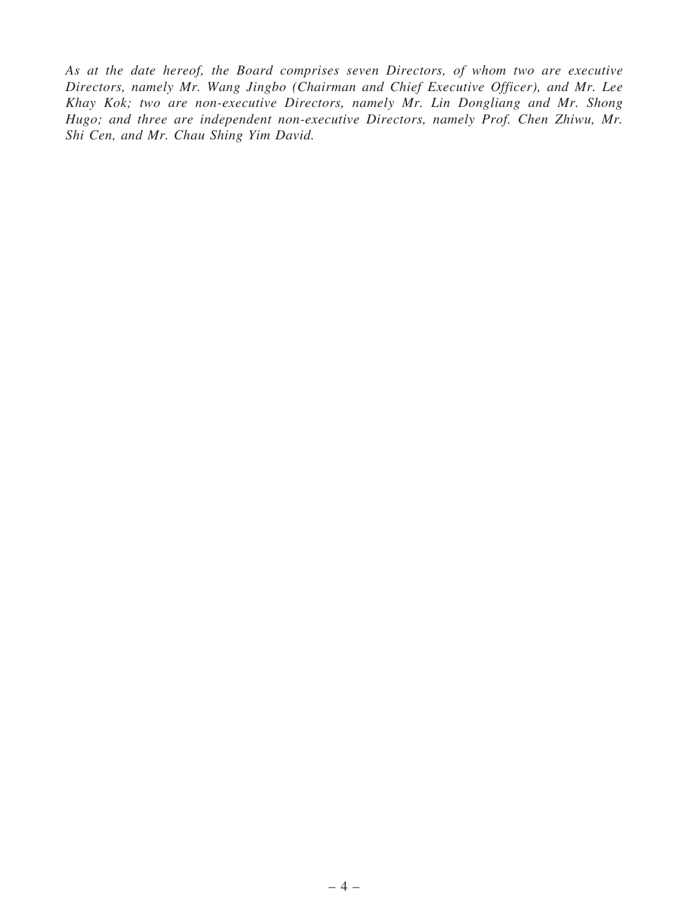*As at the date hereof, the Board comprises seven Directors, of whom two are executive Directors, namely Mr. Wang Jingbo (Chairman and Chief Executive Officer), and Mr. Lee Khay Kok; two are non-executive Directors, namely Mr. Lin Dongliang and Mr. Shong Hugo; and three are independent non-executive Directors, namely Prof. Chen Zhiwu, Mr. Shi Cen, and Mr. Chau Shing Yim David.*